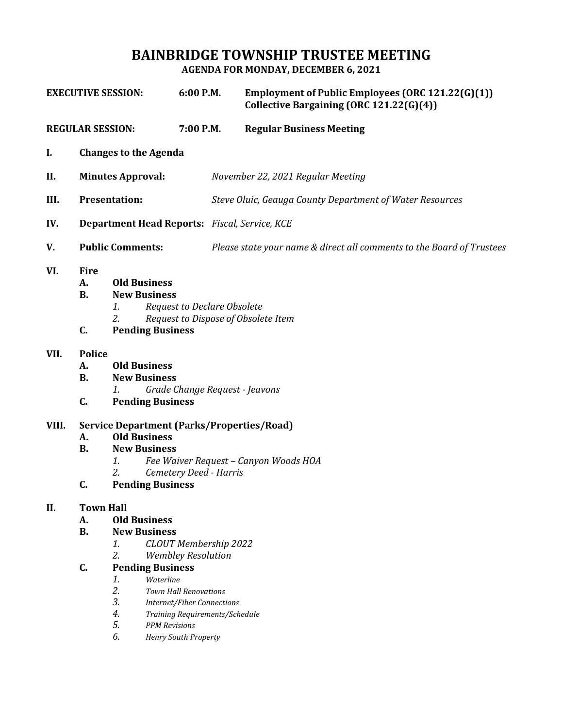# BAINBRIDGE TOWNSHIP TRUSTEE MEETING

**AGENDA FOR MONDAY, DECEMBER 6, 2021**

**EXECUTIVE SESSION:** **6:00 P.M.** **Employment of Public Employees (ORC 121.22(G)(1))**
**Collective Bargaining (ORC 121.22(G)(4))**

**REGULAR SESSION:** **7:00 P.M.** **Regular Business Meeting**

**I. Changes to the Agenda**

**II. Minutes Approval:** *November 22, 2021 Regular Meeting*

**III. Presentation:** *Steve Oluic, Geauga County Department of Water Resources*

**IV. Department Head Reports:** *Fiscal, Service, KCE*

**V. Public Comments:** *Please state your name & direct all comments to the Board of Trustees*

**VI. Fire**

- **A. Old Business**
- **B. New Business**
  1. *Request to Declare Obsolete*
  2. *Request to Dispose of Obsolete Item*
- **C. Pending Business**

**VII. Police**

- **A. Old Business**
- **B. New Business**
  1. *Grade Change Request - Jeavons*
- **C. Pending Business**

**VIII. Service Department (Parks/Properties/Road)**

- **A. Old Business**
- **B. New Business**
  1. *Fee Waiver Request – Canyon Woods HOA*
  2. *Cemetery Deed - Harris*
- **C. Pending Business**

**II. Town Hall**

- **A. Old Business**
- **B. New Business**
  1. *CLOUT Membership 2022*
  2. *Wembley Resolution*
- **C. Pending Business**
  1. *Waterline*
  2. *Town Hall Renovations*
  3. *Internet/Fiber Connections*
  4. *Training Requirements/Schedule*
  5. *PPM Revisions*
  6. *Henry South Property*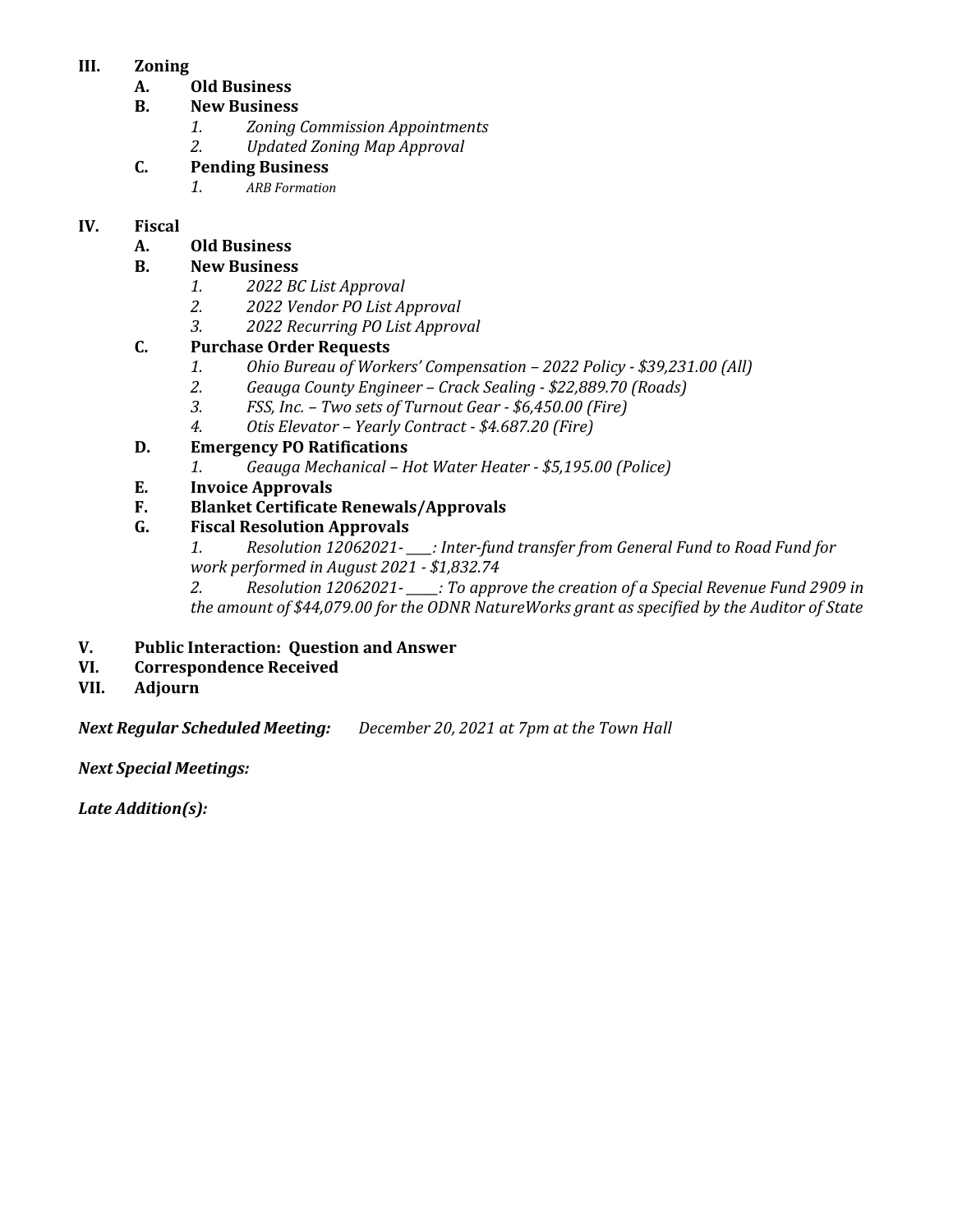**III. Zoning**

**A. Old Business**

**B. New Business**

*1. Zoning Commission Appointments*

*2. Updated Zoning Map Approval*

**C. Pending Business**

*1. ARB Formation*

**IV. Fiscal**

**A. Old Business**

**B. New Business**

*1. 2022 BC List Approval*

*2. 2022 Vendor PO List Approval*

*3. 2022 Recurring PO List Approval*

**C. Purchase Order Requests**

*1. Ohio Bureau of Workers' Compensation – 2022 Policy - $39,231.00 (All)*

*2. Geauga County Engineer – Crack Sealing - $22,889.70 (Roads)*

*3. FSS, Inc. – Two sets of Turnout Gear - $6,450.00 (Fire)*

*4. Otis Elevator – Yearly Contract - $4.687.20 (Fire)*

**D. Emergency PO Ratifications**

*1. Geauga Mechanical – Hot Water Heater - $5,195.00 (Police)*

**E. Invoice Approvals**

**F. Blanket Certificate Renewals/Approvals**

**G. Fiscal Resolution Approvals**

*1. Resolution 12062021-____: Inter-fund transfer from General Fund to Road Fund for work performed in August 2021 - $1,832.74*

*2. Resolution 12062021-_____: To approve the creation of a Special Revenue Fund 2909 in the amount of $44,079.00 for the ODNR NatureWorks grant as specified by the Auditor of State*

**V. Public Interaction: Question and Answer**

**VI. Correspondence Received**

**VII. Adjourn**

***Next Regular Scheduled Meeting:*** *December 20, 2021 at 7pm at the Town Hall*

***Next Special Meetings:***

***Late Addition(s):***